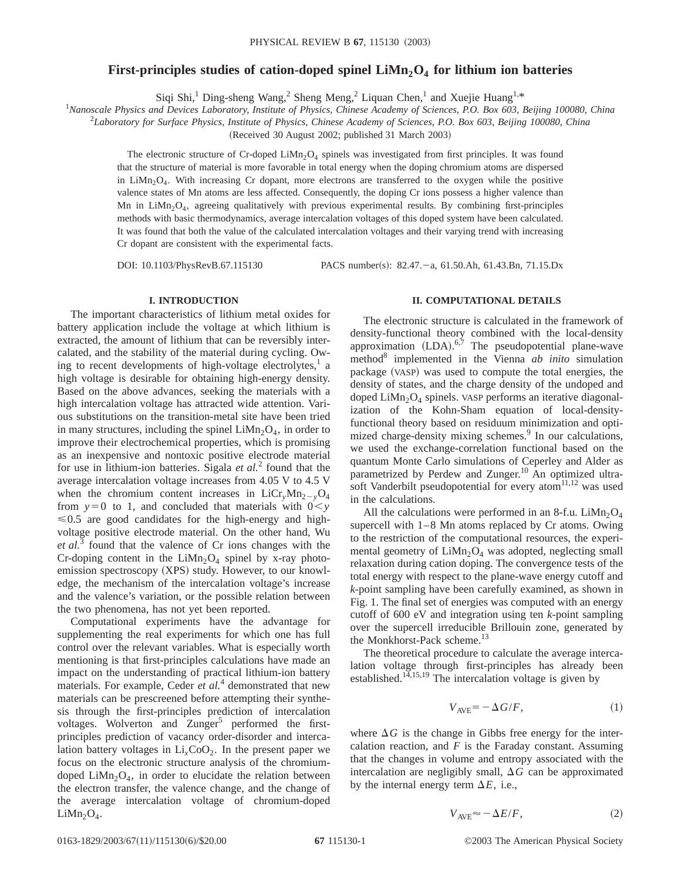# First-principles studies of cation-doped spinel $LiMn_2O_4$ for lithium ion batteries

Siqi Shi,[1] Ding-sheng Wang,[2] Sheng Meng,[2] Liquan Chen,[1] and Xuejie Huang[1,*]

[1]*Nanoscale Physics and Devices Laboratory, Institute of Physics, Chinese Academy of Sciences, P.O. Box 603, Beijing 100080, China*

[2]*Laboratory for Surface Physics, Institute of Physics, Chinese Academy of Sciences, P.O. Box 603, Beijing 100080, China*

(Received 30 August 2002; published 31 March 2003)

The electronic structure of Cr-doped $LiMn_2O_4$ spinels was investigated from first principles. It was found that the structure of material is more favorable in total energy when the doping chromium atoms are dispersed in $LiMn_2O_4$. With increasing Cr dopant, more electrons are transferred to the oxygen while the positive valence states of Mn atoms are less affected. Consequently, the doping Cr ions possess a higher valence than Mn in $LiMn_2O_4$, agreeing qualitatively with previous experimental results. By combining first-principles methods with basic thermodynamics, average intercalation voltages of this doped system have been calculated. It was found that both the value of the calculated intercalation voltages and their varying trend with increasing Cr dopant are consistent with the experimental facts.

DOI: 10.1103/PhysRevB.67.115130 PACS number(s): 82.47.−a, 61.50.Ah, 61.43.Bn, 71.15.Dx

## I. INTRODUCTION

The important characteristics of lithium metal oxides for battery application include the voltage at which lithium is extracted, the amount of lithium that can be reversibly intercalated, and the stability of the material during cycling. Owing to recent developments of high-voltage electrolytes,[1] a high voltage is desirable for obtaining high-energy density. Based on the above advances, seeking the materials with a high intercalation voltage has attracted wide attention. Various substitutions on the transition-metal site have been tried in many structures, including the spinel $LiMn_2O_4$, in order to improve their electrochemical properties, which is promising as an inexpensive and nontoxic positive electrode material for use in lithium-ion batteries. Sigala *et al.*[2] found that the average intercalation voltage increases from 4.05 V to 4.5 V when the chromium content increases in $LiCr_yMn_{2-y}O_4$ from $y=0$ to 1, and concluded that materials with $0<y\leqslant 0.5$ are good candidates for the high-energy and high-voltage positive electrode material. On the other hand, Wu *et al.*[3] found that the valence of Cr ions changes with the Cr-doping content in the $LiMn_2O_4$ spinel by x-ray photoemission spectroscopy (XPS) study. However, to our knowledge, the mechanism of the intercalation voltage's increase and the valence's variation, or the possible relation between the two phenomena, has not yet been reported.

Computational experiments have the advantage for supplementing the real experiments for which one has full control over the relevant variables. What is especially worth mentioning is that first-principles calculations have made an impact on the understanding of practical lithium-ion battery materials. For example, Ceder *et al.*[4] demonstrated that new materials can be prescreened before attempting their synthesis through the first-principles prediction of intercalation voltages. Wolverton and Zunger[5] performed the first-principles prediction of vacancy order-disorder and intercalation battery voltages in $Li_xCoO_2$. In the present paper we focus on the electronic structure analysis of the chromium-doped $LiMn_2O_4$, in order to elucidate the relation between the electron transfer, the valence change, and the change of the average intercalation voltage of chromium-doped $LiMn_2O_4$.

## II. COMPUTATIONAL DETAILS

The electronic structure is calculated in the framework of density-functional theory combined with the local-density approximation (LDA).[6,7] The pseudopotential plane-wave method[8] implemented in the Vienna *ab inito* simulation package (VASP) was used to compute the total energies, the density of states, and the charge density of the undoped and doped $LiMn_2O_4$ spinels. VASP performs an iterative diagonalization of the Kohn-Sham equation of local-density-functional theory based on residuum minimization and optimized charge-density mixing schemes.[9] In our calculations, we used the exchange-correlation functional based on the quantum Monte Carlo simulations of Ceperley and Alder as parametrized by Perdew and Zunger.[10] An optimized ultrasoft Vanderbilt pseudopotential for every atom[11,12] was used in the calculations.

All the calculations were performed in an 8-f.u. $LiMn_2O_4$ supercell with 1–8 Mn atoms replaced by Cr atoms. Owing to the restriction of the computational resources, the experimental geometry of $LiMn_2O_4$ was adopted, neglecting small relaxation during cation doping. The convergence tests of the total energy with respect to the plane-wave energy cutoff and *k*-point sampling have been carefully examined, as shown in Fig. 1. The final set of energies was computed with an energy cutoff of 600 eV and integration using ten *k*-point sampling over the supercell irreducible Brillouin zone, generated by the Monkhorst-Pack scheme.[13]

The theoretical procedure to calculate the average intercalation voltage through first-principles has already been established.[14,15,19] The intercalation voltage is given by

$$V_{\mathrm{AVE}}=-\Delta G/F, \tag{1}$$

where $\Delta G$ is the change in Gibbs free energy for the intercalation reaction, and $F$ is the Faraday constant. Assuming that the changes in volume and entropy associated with the intercalation are negligibly small, $\Delta G$ can be approximated by the internal energy term $\Delta E$, i.e.,

$$V_{\mathrm{AVE}}\approx-\Delta E/F, \tag{2}$$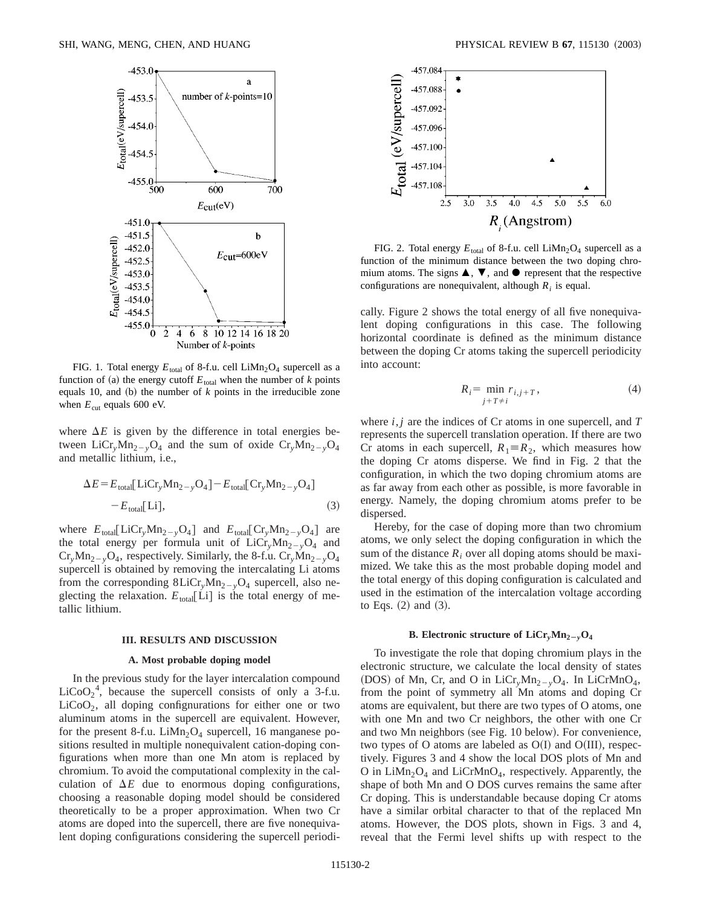FIG. 1. Total energy $E_{\mathrm{total}}$ of 8-f.u. cell $LiMn_2O_4$ supercell as a function of (a) the energy cutoff $E_{\mathrm{total}}$ when the number of $k$ points equals 10, and (b) the number of $k$ points in the irreducible zone when $E_{\mathrm{cut}}$ equals 600 eV.

where $\Delta E$ is given by the difference in total energies between $LiCr_yMn_{2-y}O_4$ and the sum of oxide $Cr_yMn_{2-y}O_4$ and metallic lithium, i.e.,

$$\Delta E = E_{\mathrm{total}}[LiCr_yMn_{2-y}O_4] - E_{\mathrm{total}}[Cr_yMn_{2-y}O_4] - E_{\mathrm{total}}[Li], \tag{3}$$

where $E_{\mathrm{total}}[LiCr_yMn_{2-y}O_4]$ and $E_{\mathrm{total}}[Cr_yMn_{2-y}O_4]$ are the total energy per formula unit of $LiCr_yMn_{2-y}O_4$ and $Cr_yMn_{2-y}O_4$, respectively. Similarly, the 8-f.u. $Cr_yMn_{2-y}O_4$ supercell is obtained by removing the intercalating Li atoms from the corresponding $8LiCr_yMn_{2-y}O_4$ supercell, also neglecting the relaxation. $E_{\mathrm{total}}[Li]$ is the total energy of metallic lithium.

## III. RESULTS AND DISCUSSION

### A. Most probable doping model

In the previous study for the layer intercalation compound $LiCoO_2$[4], because the supercell consists of only a 3-f.u. $LiCoO_2$, all doping confignurations for either one or two aluminum atoms in the supercell are equivalent. However, for the present 8-f.u. $LiMn_2O_4$ supercell, 16 manganese positions resulted in multiple nonequivalent cation-doping configurations when more than one Mn atom is replaced by chromium. To avoid the computational complexity in the calculation of $\Delta E$ due to enormous doping configurations, choosing a reasonable doping model should be considered theoretically to be a proper approximation. When two Cr atoms are doped into the supercell, there are five nonequivalent doping configurations considering the supercell periodically. Figure 2 shows the total energy of all five nonequivalent doping configurations in this case. The following horizontal coordinate is defined as the minimum distance between the doping Cr atoms taking the supercell periodicity into account:

FIG. 2. Total energy $E_{\mathrm{total}}$ of 8-f.u. cell $LiMn_2O_4$ supercell as a function of the minimum distance between the two doping chromium atoms. The signs ▲, ▼, and ● represent that the respective configurations are nonequivalent, although $R_i$ is equal.

$$R_i = \min_{j+T \neq i} r_{i,j+T}, \tag{4}$$

where $i,j$ are the indices of Cr atoms in one supercell, and $T$ represents the supercell translation operation. If there are two Cr atoms in each supercell, $R_1 \equiv R_2$, which measures how the doping Cr atoms disperse. We find in Fig. 2 that the configuration, in which the two doping chromium atoms are as far away from each other as possible, is more favorable in energy. Namely, the doping chromium atoms prefer to be dispersed.

Hereby, for the case of doping more than two chromium atoms, we only select the doping configuration in which the sum of the distance $R_i$ over all doping atoms should be maximized. We take this as the most probable doping model and the total energy of this doping configuration is calculated and used in the estimation of the intercalation voltage according to Eqs. (2) and (3).

### B. Electronic structure of $LiCr_yMn_{2-y}O_4$

To investigate the role that doping chromium plays in the electronic structure, we calculate the local density of states (DOS) of Mn, Cr, and O in $LiCr_yMn_{2-y}O_4$. In $LiCrMnO_4$, from the point of symmetry all Mn atoms and doping Cr atoms are equivalent, but there are two types of O atoms, one with one Mn and two Cr neighbors, the other with one Cr and two Mn neighbors (see Fig. 10 below). For convenience, two types of O atoms are labeled as O(I) and O(III), respectively. Figures 3 and 4 show the local DOS plots of Mn and O in $LiMn_2O_4$ and $LiCrMnO_4$, respectively. Apparently, the shape of both Mn and O DOS curves remains the same after Cr doping. This is understandable because doping Cr atoms have a similar orbital character to that of the replaced Mn atoms. However, the DOS plots, shown in Figs. 3 and 4, reveal that the Fermi level shifts up with respect to the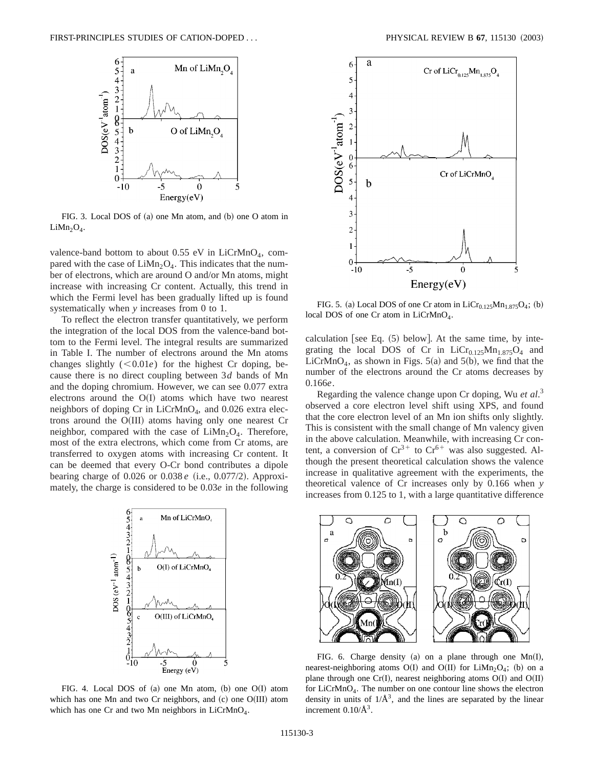FIG. 3. Local DOS of (a) one Mn atom, and (b) one O atom in $LiMn_2O_4$.

valence-band bottom to about 0.55 eV in $LiCrMnO_4$, compared with the case of $LiMn_2O_4$. This indicates that the number of electrons, which are around O and/or Mn atoms, might increase with increasing Cr content. Actually, this trend in which the Fermi level has been gradually lifted up is found systematically when $y$ increases from 0 to 1.

To reflect the electron transfer quantitatively, we perform the integration of the local DOS from the valence-band bottom to the Fermi level. The integral results are summarized in Table I. The number of electrons around the Mn atoms changes slightly ($<0.01e$) for the highest Cr doping, because there is no direct coupling between $3d$ bands of Mn and the doping chromium. However, we can see 0.077 extra electrons around the O(I) atoms which have two nearest neighbors of doping Cr in $LiCrMnO_4$, and 0.026 extra electrons around the O(III) atoms having only one nearest Cr neighbor, compared with the case of $LiMn_2O_4$. Therefore, most of the extra electrons, which come from Cr atoms, are transferred to oxygen atoms with increasing Cr content. It can be deemed that every O-Cr bond contributes a dipole bearing charge of 0.026 or 0.038 $e$ (i.e., 0.077/2). Approximately, the charge is considered to be 0.03$e$ in the following calculation [see Eq. (5) below]. At the same time, by integrating the local DOS of Cr in $LiCr_{0.125}Mn_{1.875}O_4$ and $LiCrMnO_4$, as shown in Figs. 5(a) and 5(b), we find that the number of the electrons around the Cr atoms decreases by 0.166$e$.

Regarding the valence change upon Cr doping, Wu *et al.*[3] observed a core electron level shift using XPS, and found that the core electron level of an Mn ion shifts only slightly. This is consistent with the small change of Mn valency given in the above calculation. Meanwhile, with increasing Cr content, a conversion of $Cr^{3+}$ to $Cr^{6+}$ was also suggested. Although the present theoretical calculation shows the valence increase in qualitative agreement with the experiments, the theoretical valence of Cr increases only by 0.166 when $y$ increases from 0.125 to 1, with a large quantitative difference

FIG. 4. Local DOS of (a) one Mn atom, (b) one O(I) atom which has one Mn and two Cr neighbors, and (c) one O(III) atom which has one Cr and two Mn neighbors in $LiCrMnO_4$.

FIG. 5. (a) Local DOS of one Cr atom in $LiCr_{0.125}Mn_{1.875}O_4$; (b) local DOS of one Cr atom in $LiCrMnO_4$.

FIG. 6. Charge density (a) on a plane through one Mn(I), nearest-neighboring atoms O(I) and O(II) for $LiMn_2O_4$; (b) on a plane through one Cr(I), nearest neighboring atoms O(I) and O(II) for $LiCrMnO_4$. The number on one contour line shows the electron density in units of $1/Å^3$, and the lines are separated by the linear increment $0.10/Å^3$.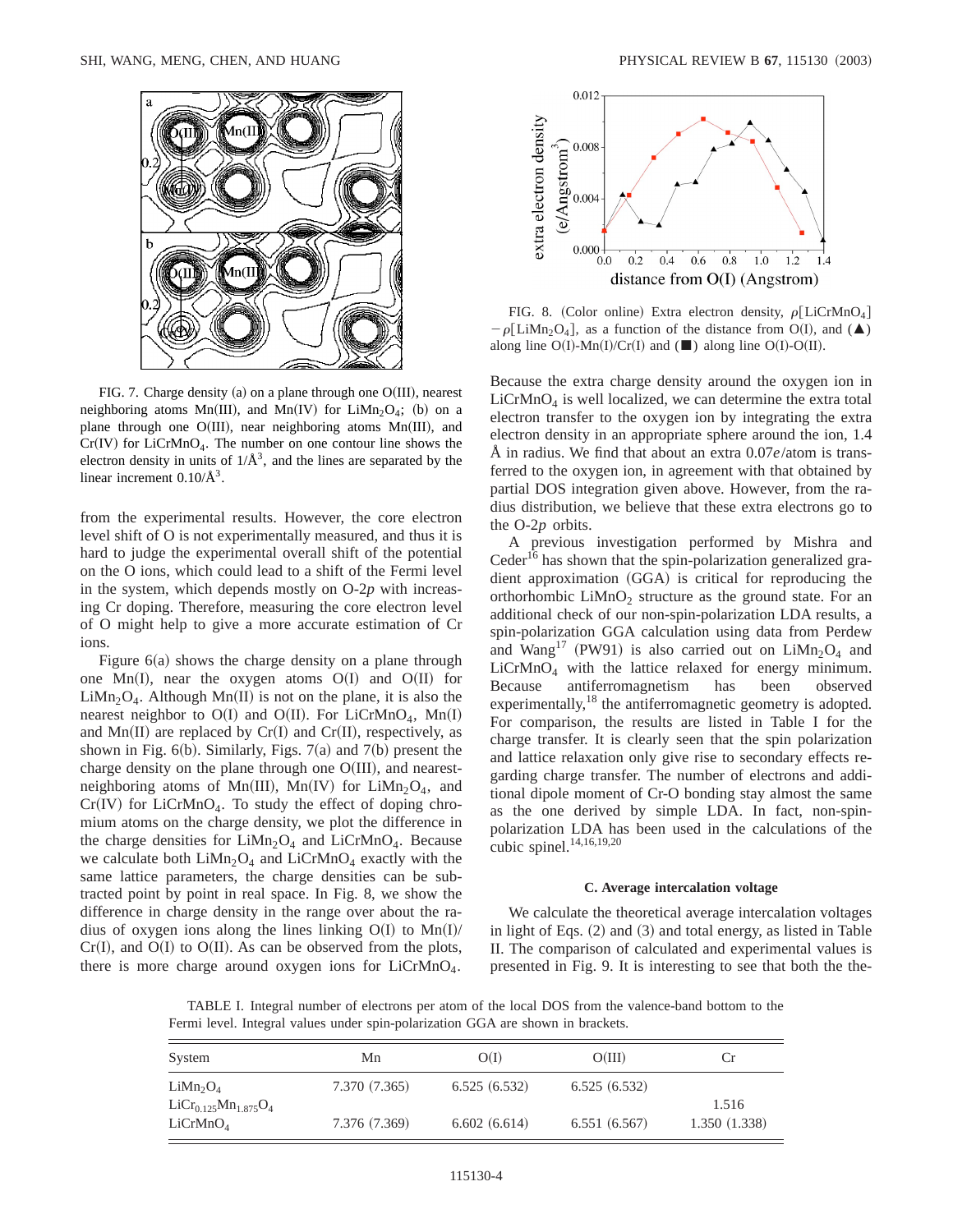FIG. 7. Charge density (a) on a plane through one O(III), nearest neighboring atoms Mn(III), and Mn(IV) for $LiMn_2O_4$; (b) on a plane through one O(III), near neighboring atoms Mn(III), and Cr(IV) for $LiCrMnO_4$. The number on one contour line shows the electron density in units of $1/Å^3$, and the lines are separated by the linear increment $0.10/Å^3$.

from the experimental results. However, the core electron level shift of O is not experimentally measured, and thus it is hard to judge the experimental overall shift of the potential on the O ions, which could lead to a shift of the Fermi level in the system, which depends mostly on O-2*p* with increasing Cr doping. Therefore, measuring the core electron level of O might help to give a more accurate estimation of Cr ions.

Figure 6(a) shows the charge density on a plane through one Mn(I), near the oxygen atoms O(I) and O(II) for $LiMn_2O_4$. Although Mn(II) is not on the plane, it is also the nearest neighbor to O(I) and O(II). For $LiCrMnO_4$, Mn(I) and Mn(II) are replaced by Cr(I) and Cr(II), respectively, as shown in Fig. 6(b). Similarly, Figs. 7(a) and 7(b) present the charge density on the plane through one O(III), and nearest-neighboring atoms of Mn(III), Mn(IV) for $LiMn_2O_4$, and Cr(IV) for $LiCrMnO_4$. To study the effect of doping chromium atoms on the charge density, we plot the difference in the charge densities for $LiMn_2O_4$ and $LiCrMnO_4$. Because we calculate both $LiMn_2O_4$ and $LiCrMnO_4$ exactly with the same lattice parameters, the charge densities can be subtracted point by point in real space. In Fig. 8, we show the difference in charge density in the range over about the radius of oxygen ions along the lines linking O(I) to Mn(I)/Cr(I), and O(I) to O(II). As can be observed from the plots, there is more charge around oxygen ions for $LiCrMnO_4$.

FIG. 8. (Color online) Extra electron density, $\rho[LiCrMnO_4] - \rho[LiMn_2O_4]$, as a function of the distance from O(I), and (▲) along line O(I)-Mn(I)/Cr(I) and (■) along line O(I)-O(II).

Because the extra charge density around the oxygen ion in $LiCrMnO_4$ is well localized, we can determine the extra total electron transfer to the oxygen ion by integrating the extra electron density in an appropriate sphere around the ion, 1.4 Å in radius. We find that about an extra 0.07*e*/atom is transferred to the oxygen ion, in agreement with that obtained by partial DOS integration given above. However, from the radius distribution, we believe that these extra electrons go to the O-2*p* orbits.

A previous investigation performed by Mishra and Ceder[16] has shown that the spin-polarization generalized gradient approximation (GGA) is critical for reproducing the orthorhombic $LiMnO_2$ structure as the ground state. For an additional check of our non-spin-polarization LDA results, a spin-polarization GGA calculation using data from Perdew and Wang[17] (PW91) is also carried out on $LiMn_2O_4$ and $LiCrMnO_4$ with the lattice relaxed for energy minimum. Because antiferromagnetism has been observed experimentally,[18] the antiferromagnetic geometry is adopted. For comparison, the results are listed in Table I for the charge transfer. It is clearly seen that the spin polarization and lattice relaxation only give rise to secondary effects regarding charge transfer. The number of electrons and additional dipole moment of Cr-O bonding stay almost the same as the one derived by simple LDA. In fact, non-spin-polarization LDA has been used in the calculations of the cubic spinel.[14,16,19,20]

### C. Average intercalation voltage

We calculate the theoretical average intercalation voltages in light of Eqs. (2) and (3) and total energy, as listed in Table II. The comparison of calculated and experimental values is presented in Fig. 9. It is interesting to see that both the the-

TABLE I. Integral number of electrons per atom of the local DOS from the valence-band bottom to the Fermi level. Integral values under spin-polarization GGA are shown in brackets.

| System | Mn | O(I) | O(III) | Cr |
|---|---|---|---|---|
| $LiMn_2O_4$ | 7.370 (7.365) | 6.525 (6.532) | 6.525 (6.532) | |
| $LiCr_{0.125}Mn_{1.875}O_4$ | | | | 1.516 |
| $LiCrMnO_4$ | 7.376 (7.369) | 6.602 (6.614) | 6.551 (6.567) | 1.350 (1.338) |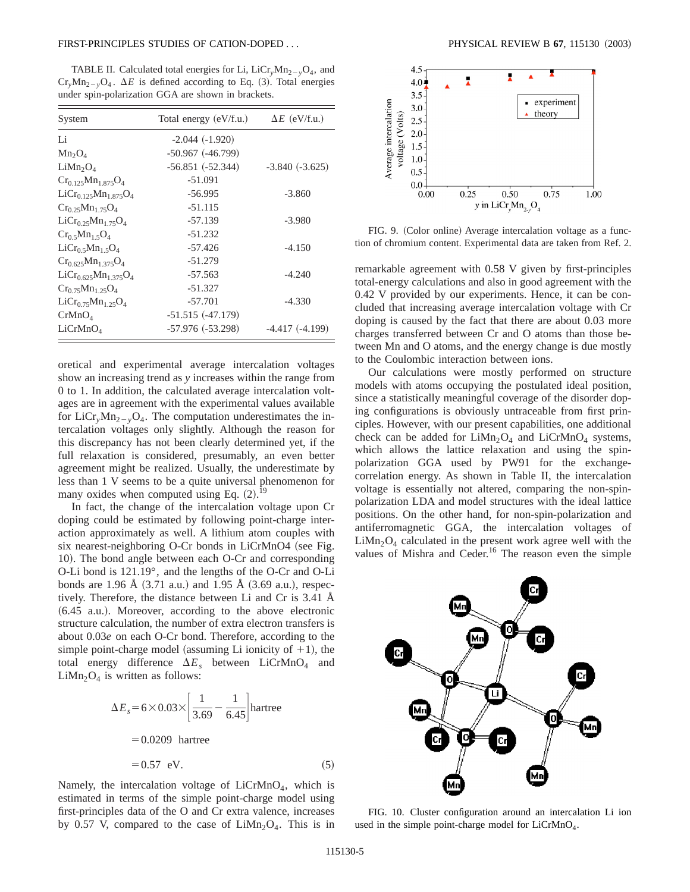TABLE II. Calculated total energies for Li, $LiCr_yMn_{2-y}O_4$, and $Cr_yMn_{2-y}O_4$. $\Delta E$ is defined according to Eq. (3). Total energies under spin-polarization GGA are shown in brackets.

| System | Total energy (eV/f.u.) | $\Delta E$ (eV/f.u.) |
|---|---|---|
| Li | -2.044 (-1.920) | |
| $Mn_2O_4$ | -50.967 (-46.799) | |
| $LiMn_2O_4$ | -56.851 (-52.344) | -3.840 (-3.625) |
| $Cr_{0.125}Mn_{1.875}O_4$ | -51.091 | |
| $LiCr_{0.125}Mn_{1.875}O_4$ | -56.995 | -3.860 |
| $Cr_{0.25}Mn_{1.75}O_4$ | -51.115 | |
| $LiCr_{0.25}Mn_{1.75}O_4$ | -57.139 | -3.980 |
| $Cr_{0.5}Mn_{1.5}O_4$ | -51.232 | |
| $LiCr_{0.5}Mn_{1.5}O_4$ | -57.426 | -4.150 |
| $Cr_{0.625}Mn_{1.375}O_4$ | -51.279 | |
| $LiCr_{0.625}Mn_{1.375}O_4$ | -57.563 | -4.240 |
| $Cr_{0.75}Mn_{1.25}O_4$ | -51.327 | |
| $LiCr_{0.75}Mn_{1.25}O_4$ | -57.701 | -4.330 |
| $CrMnO_4$ | -51.515 (-47.179) | |
| $LiCrMnO_4$ | -57.976 (-53.298) | -4.417 (-4.199) |

oretical and experimental average intercalation voltages show an increasing trend as $y$ increases within the range from 0 to 1. In addition, the calculated average intercalation voltages are in agreement with the experimental values available for $LiCr_yMn_{2-y}O_4$. The computation underestimates the intercalation voltages only slightly. Although the reason for this discrepancy has not been clearly determined yet, if the full relaxation is considered, presumably, an even better agreement might be realized. Usually, the underestimate by less than 1 V seems to be a quite universal phenomenon for many oxides when computed using Eq. (2).[19]

In fact, the change of the intercalation voltage upon Cr doping could be estimated by following point-charge interaction approximately as well. A lithium atom couples with six nearest-neighboring O-Cr bonds in LiCrMnO4 (see Fig. 10). The bond angle between each O-Cr and corresponding O-Li bond is 121.19°, and the lengths of the O-Cr and O-Li bonds are 1.96 Å (3.71 a.u.) and 1.95 Å (3.69 a.u.), respectively. Therefore, the distance between Li and Cr is 3.41 Å (6.45 a.u.). Moreover, according to the above electronic structure calculation, the number of extra electron transfers is about 0.03$e$ on each O-Cr bond. Therefore, according to the simple point-charge model (assuming Li ionicity of +1), the total energy difference $\Delta E_s$ between $LiCrMnO_4$ and $LiMn_2O_4$ is written as follows:

$$\Delta E_s = 6\times 0.03\times\left[\frac{1}{3.69}-\frac{1}{6.45}\right]\text{hartree}$$

$$=0.0209 \ \text{hartree}$$

$$=0.57 \ \text{eV}. \tag{5}$$

Namely, the intercalation voltage of $LiCrMnO_4$, which is estimated in terms of the simple point-charge model using first-principles data of the O and Cr extra valence, increases by 0.57 V, compared to the case of $LiMn_2O_4$. This is in remarkable agreement with 0.58 V given by first-principles total-energy calculations and also in good agreement with the 0.42 V provided by our experiments. Hence, it can be concluded that increasing average intercalation voltage with Cr doping is caused by the fact that there are about 0.03 more charges transferred between Cr and O atoms than those between Mn and O atoms, and the energy change is due mostly to the Coulombic interaction between ions.

FIG. 9. (Color online) Average intercalation voltage as a function of chromium content. Experimental data are taken from Ref. 2.

Our calculations were mostly performed on structure models with atoms occupying the postulated ideal position, since a statistically meaningful coverage of the disorder doping configurations is obviously untraceable from first principles. However, with our present capabilities, one additional check can be added for $LiMn_2O_4$ and $LiCrMnO_4$ systems, which allows the lattice relaxation and using the spin-polarization GGA used by PW91 for the exchange-correlation energy. As shown in Table II, the intercalation voltage is essentially not altered, comparing the non-spin-polarization LDA and model structures with the ideal lattice positions. On the other hand, for non-spin-polarization and antiferromagnetic GGA, the intercalation voltages of $LiMn_2O_4$ calculated in the present work agree well with the values of Mishra and Ceder.[16] The reason even the simple

FIG. 10. Cluster configuration around an intercalation Li ion used in the simple point-charge model for $LiCrMnO_4$.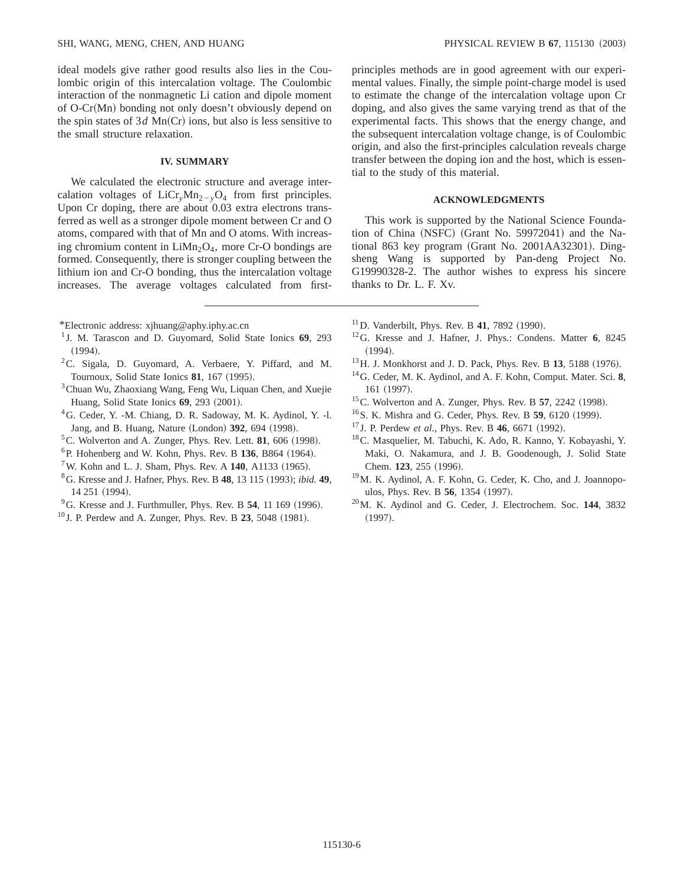ideal models give rather good results also lies in the Coulombic origin of this intercalation voltage. The Coulombic interaction of the nonmagnetic Li cation and dipole moment of O-Cr(Mn) bonding not only doesn't obviously depend on the spin states of $3d$ Mn(Cr) ions, but also is less sensitive to the small structure relaxation.

## IV. SUMMARY

We calculated the electronic structure and average intercalation voltages of $LiCr_yMn_{2-y}O_4$ from first principles. Upon Cr doping, there are about 0.03 extra electrons transferred as well as a stronger dipole moment between Cr and O atoms, compared with that of Mn and O atoms. With increasing chromium content in $LiMn_2O_4$, more Cr-O bondings are formed. Consequently, there is stronger coupling between the lithium ion and Cr-O bonding, thus the intercalation voltage increases. The average voltages calculated from first-principles methods are in good agreement with our experimental values. Finally, the simple point-charge model is used to estimate the change of the intercalation voltage upon Cr doping, and also gives the same varying trend as that of the experimental facts. This shows that the energy change, and the subsequent intercalation voltage change, is of Coulombic origin, and also the first-principles calculation reveals charge transfer between the doping ion and the host, which is essential to the study of this material.

## ACKNOWLEDGMENTS

This work is supported by the National Science Foundation of China (NSFC) (Grant No. 59972041) and the National 863 key program (Grant No. 2001AA32301). Dingsheng Wang is supported by Pan-deng Project No. G19990328-2. The author wishes to express his sincere thanks to Dr. L. F. Xv.

---

*Electronic address: xjhuang@aphy.iphy.ac.cn

[1] J. M. Tarascon and D. Guyomard, Solid State Ionics **69**, 293 (1994).

[2] C. Sigala, D. Guyomard, A. Verbaere, Y. Piffard, and M. Tournoux, Solid State Ionics **81**, 167 (1995).

[3] Chuan Wu, Zhaoxiang Wang, Feng Wu, Liquan Chen, and Xuejie Huang, Solid State Ionics **69**, 293 (2001).

[4] G. Ceder, Y. -M. Chiang, D. R. Sadoway, M. K. Aydinol, Y. -l. Jang, and B. Huang, Nature (London) **392**, 694 (1998).

[5] C. Wolverton and A. Zunger, Phys. Rev. Lett. **81**, 606 (1998).

[6] P. Hohenberg and W. Kohn, Phys. Rev. B **136**, B864 (1964).

[7] W. Kohn and L. J. Sham, Phys. Rev. A **140**, A1133 (1965).

[8] G. Kresse and J. Hafner, Phys. Rev. B **48**, 13 115 (1993); *ibid.* **49**, 14 251 (1994).

[9] G. Kresse and J. Furthmuller, Phys. Rev. B **54**, 11 169 (1996).

[10] J. P. Perdew and A. Zunger, Phys. Rev. B **23**, 5048 (1981).

[11] D. Vanderbilt, Phys. Rev. B **41**, 7892 (1990).

[12] G. Kresse and J. Hafner, J. Phys.: Condens. Matter **6**, 8245 (1994).

[13] H. J. Monkhorst and J. D. Pack, Phys. Rev. B **13**, 5188 (1976).

[14] G. Ceder, M. K. Aydinol, and A. F. Kohn, Comput. Mater. Sci. **8**, 161 (1997).

[15] C. Wolverton and A. Zunger, Phys. Rev. B **57**, 2242 (1998).

[16] S. K. Mishra and G. Ceder, Phys. Rev. B **59**, 6120 (1999).

[17] J. P. Perdew *et al.*, Phys. Rev. B **46**, 6671 (1992).

[18] C. Masquelier, M. Tabuchi, K. Ado, R. Kanno, Y. Kobayashi, Y. Maki, O. Nakamura, and J. B. Goodenough, J. Solid State Chem. **123**, 255 (1996).

[19] M. K. Aydinol, A. F. Kohn, G. Ceder, K. Cho, and J. Joannopoulos, Phys. Rev. B **56**, 1354 (1997).

[20] M. K. Aydinol and G. Ceder, J. Electrochem. Soc. **144**, 3832 (1997).